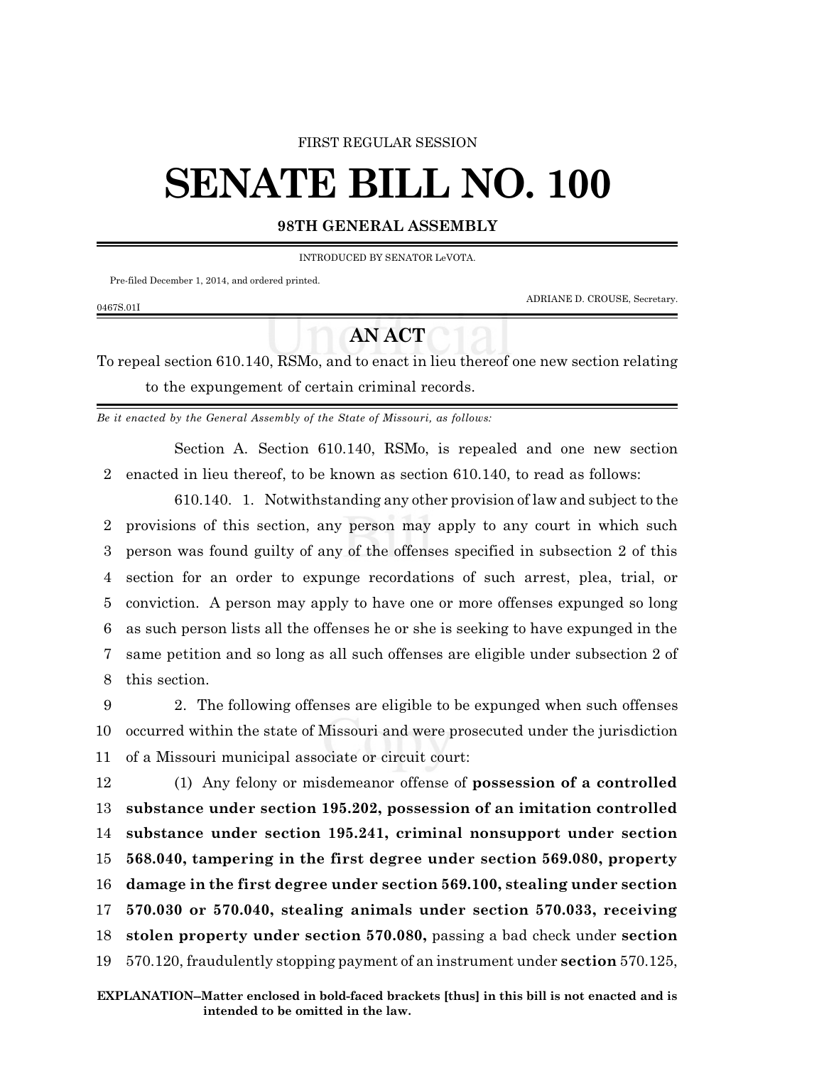FIRST REGULAR SESSION

# SENATE BILL NO. 100

**98TH GENERAL ASSEMBLY**

INTRODUCED BY SENATOR LeVOTA.

Pre-filed December 1, 2014, and ordered printed.

ADRIANE D. CROUSE, Secretary.

0467S.01I

## AN ACT

To repeal section 610.140, RSMo, and to enact in lieu thereof one new section relating to the expungement of certain criminal records.

*Be it enacted by the General Assembly of the State of Missouri, as follows:*

Section A. Section 610.140, RSMo, is repealed and one new section enacted in lieu thereof, to be known as section 610.140, to read as follows:

610.140. 1. Notwithstanding any other provision of law and subject to the provisions of this section, any person may apply to any court in which such person was found guilty of any of the offenses specified in subsection 2 of this section for an order to expunge recordations of such arrest, plea, trial, or conviction. A person may apply to have one or more offenses expunged so long as such person lists all the offenses he or she is seeking to have expunged in the same petition and so long as all such offenses are eligible under subsection 2 of this section.

2. The following offenses are eligible to be expunged when such offenses occurred within the state of Missouri and were prosecuted under the jurisdiction of a Missouri municipal associate or circuit court:

(1) Any felony or misdemeanor offense of **possession of a controlled substance under section 195.202, possession of an imitation controlled substance under section 195.241, criminal nonsupport under section 568.040, tampering in the first degree under section 569.080, property damage in the first degree under section 569.100, stealing under section 570.030 or 570.040, stealing animals under section 570.033, receiving stolen property under section 570.080,** passing a bad check under **section** 570.120, fraudulently stopping payment of an instrument under **section** 570.125,

**EXPLANATION–Matter enclosed in bold-faced brackets [thus] in this bill is not enacted and is intended to be omitted in the law.**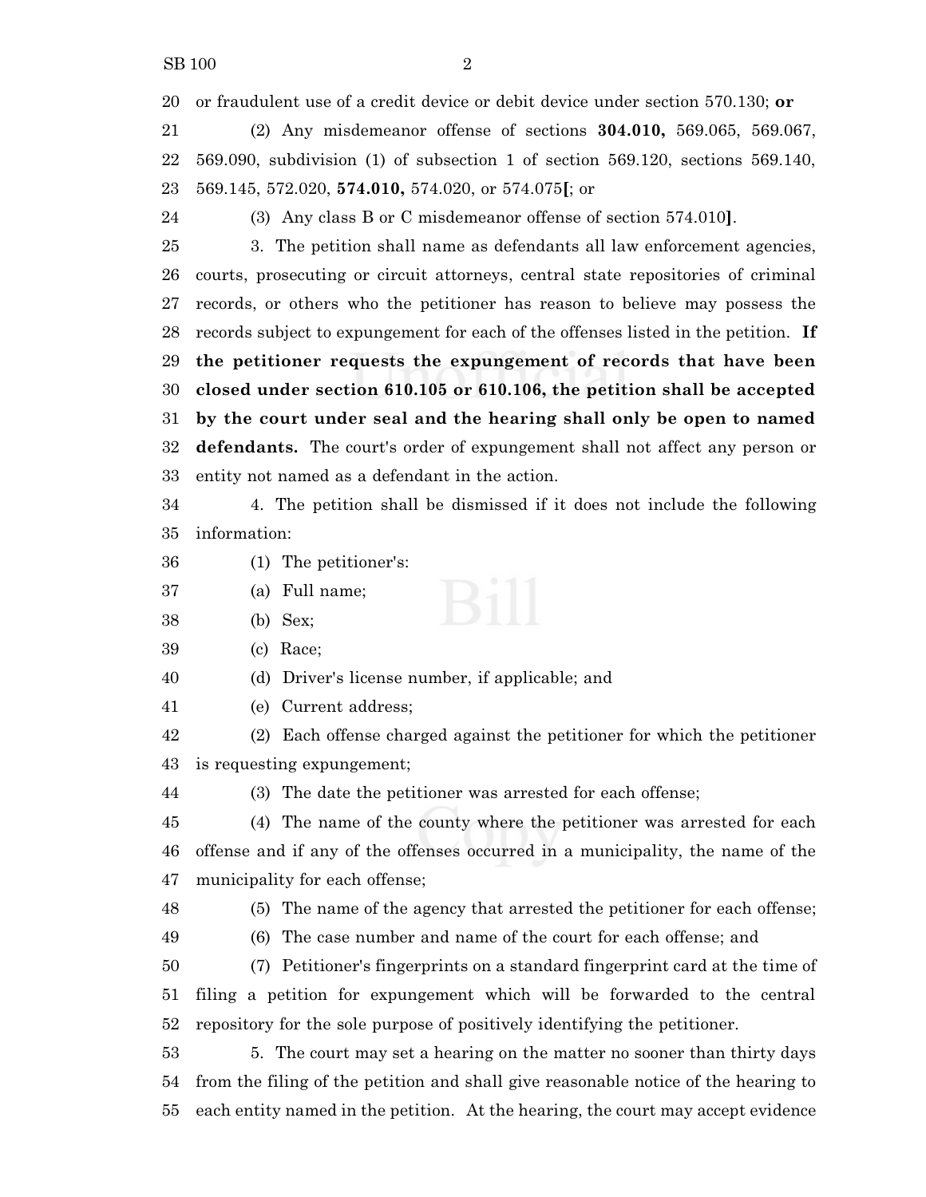or fraudulent use of a credit device or debit device under section 570.130; **or**

(2) Any misdemeanor offense of sections **304.010,** 569.065, 569.067, 569.090, subdivision (1) of subsection 1 of section 569.120, sections 569.140, 569.145, 572.020, **574.010,** 574.020, or 574.075**[**; or

(3) Any class B or C misdemeanor offense of section 574.010**]**.

3. The petition shall name as defendants all law enforcement agencies, courts, prosecuting or circuit attorneys, central state repositories of criminal records, or others who the petitioner has reason to believe may possess the records subject to expungement for each of the offenses listed in the petition. **If the petitioner requests the expungement of records that have been closed under section 610.105 or 610.106, the petition shall be accepted by the court under seal and the hearing shall only be open to named defendants.** The court's order of expungement shall not affect any person or entity not named as a defendant in the action.

4. The petition shall be dismissed if it does not include the following information:

(1) The petitioner's:

(a) Full name;

(b) Sex;

(c) Race;

(d) Driver's license number, if applicable; and

(e) Current address;

(2) Each offense charged against the petitioner for which the petitioner is requesting expungement;

(3) The date the petitioner was arrested for each offense;

(4) The name of the county where the petitioner was arrested for each offense and if any of the offenses occurred in a municipality, the name of the municipality for each offense;

(5) The name of the agency that arrested the petitioner for each offense;

(6) The case number and name of the court for each offense; and

(7) Petitioner's fingerprints on a standard fingerprint card at the time of filing a petition for expungement which will be forwarded to the central repository for the sole purpose of positively identifying the petitioner.

5. The court may set a hearing on the matter no sooner than thirty days from the filing of the petition and shall give reasonable notice of the hearing to each entity named in the petition. At the hearing, the court may accept evidence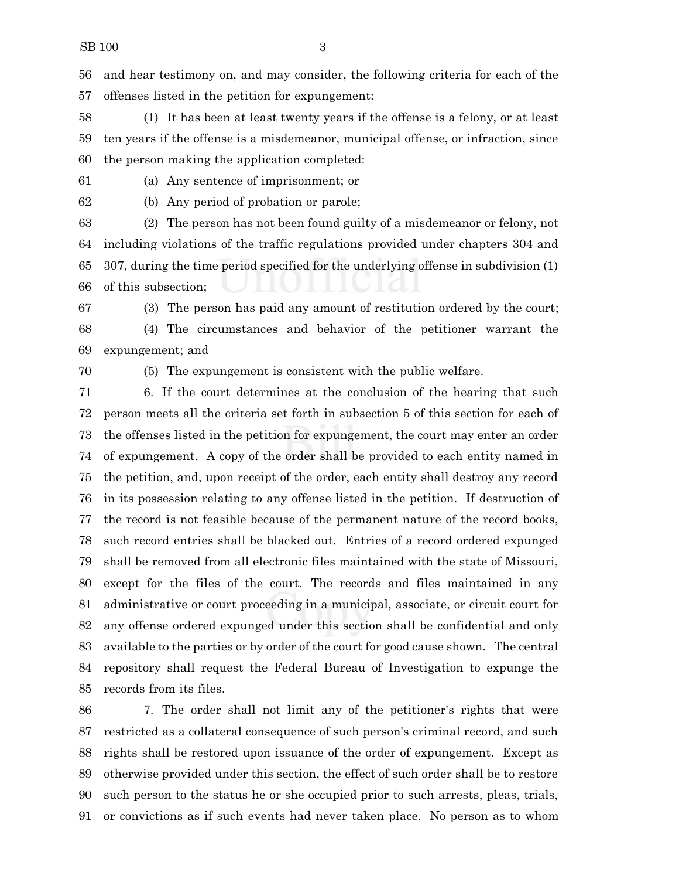and hear testimony on, and may consider, the following criteria for each of the offenses listed in the petition for expungement:

(1) It has been at least twenty years if the offense is a felony, or at least ten years if the offense is a misdemeanor, municipal offense, or infraction, since the person making the application completed:

(a) Any sentence of imprisonment; or

(b) Any period of probation or parole;

(2) The person has not been found guilty of a misdemeanor or felony, not including violations of the traffic regulations provided under chapters 304 and 307, during the time period specified for the underlying offense in subdivision (1) of this subsection;

(3) The person has paid any amount of restitution ordered by the court;

(4) The circumstances and behavior of the petitioner warrant the expungement; and

(5) The expungement is consistent with the public welfare.

6. If the court determines at the conclusion of the hearing that such person meets all the criteria set forth in subsection 5 of this section for each of the offenses listed in the petition for expungement, the court may enter an order of expungement. A copy of the order shall be provided to each entity named in the petition, and, upon receipt of the order, each entity shall destroy any record in its possession relating to any offense listed in the petition. If destruction of the record is not feasible because of the permanent nature of the record books, such record entries shall be blacked out. Entries of a record ordered expunged shall be removed from all electronic files maintained with the state of Missouri, except for the files of the court. The records and files maintained in any administrative or court proceeding in a municipal, associate, or circuit court for any offense ordered expunged under this section shall be confidential and only available to the parties or by order of the court for good cause shown. The central repository shall request the Federal Bureau of Investigation to expunge the records from its files.

7. The order shall not limit any of the petitioner's rights that were restricted as a collateral consequence of such person's criminal record, and such rights shall be restored upon issuance of the order of expungement. Except as otherwise provided under this section, the effect of such order shall be to restore such person to the status he or she occupied prior to such arrests, pleas, trials, or convictions as if such events had never taken place. No person as to whom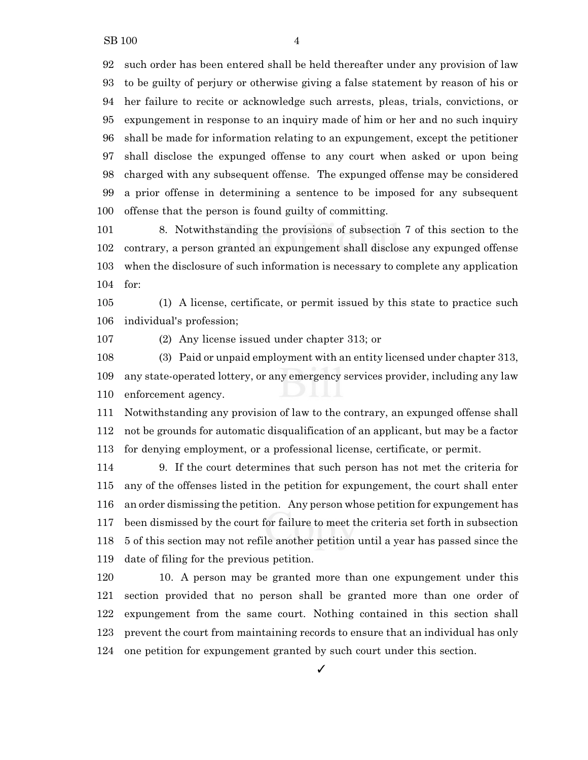such order has been entered shall be held thereafter under any provision of law to be guilty of perjury or otherwise giving a false statement by reason of his or her failure to recite or acknowledge such arrests, pleas, trials, convictions, or expungement in response to an inquiry made of him or her and no such inquiry shall be made for information relating to an expungement, except the petitioner shall disclose the expunged offense to any court when asked or upon being charged with any subsequent offense. The expunged offense may be considered a prior offense in determining a sentence to be imposed for any subsequent offense that the person is found guilty of committing.

8. Notwithstanding the provisions of subsection 7 of this section to the contrary, a person granted an expungement shall disclose any expunged offense when the disclosure of such information is necessary to complete any application for:

(1) A license, certificate, or permit issued by this state to practice such individual's profession;

(2) Any license issued under chapter 313; or

(3) Paid or unpaid employment with an entity licensed under chapter 313, any state-operated lottery, or any emergency services provider, including any law enforcement agency.

Notwithstanding any provision of law to the contrary, an expunged offense shall not be grounds for automatic disqualification of an applicant, but may be a factor for denying employment, or a professional license, certificate, or permit.

9. If the court determines that such person has not met the criteria for any of the offenses listed in the petition for expungement, the court shall enter an order dismissing the petition. Any person whose petition for expungement has been dismissed by the court for failure to meet the criteria set forth in subsection 5 of this section may not refile another petition until a year has passed since the date of filing for the previous petition.

10. A person may be granted more than one expungement under this section provided that no person shall be granted more than one order of expungement from the same court. Nothing contained in this section shall prevent the court from maintaining records to ensure that an individual has only one petition for expungement granted by such court under this section.

✓